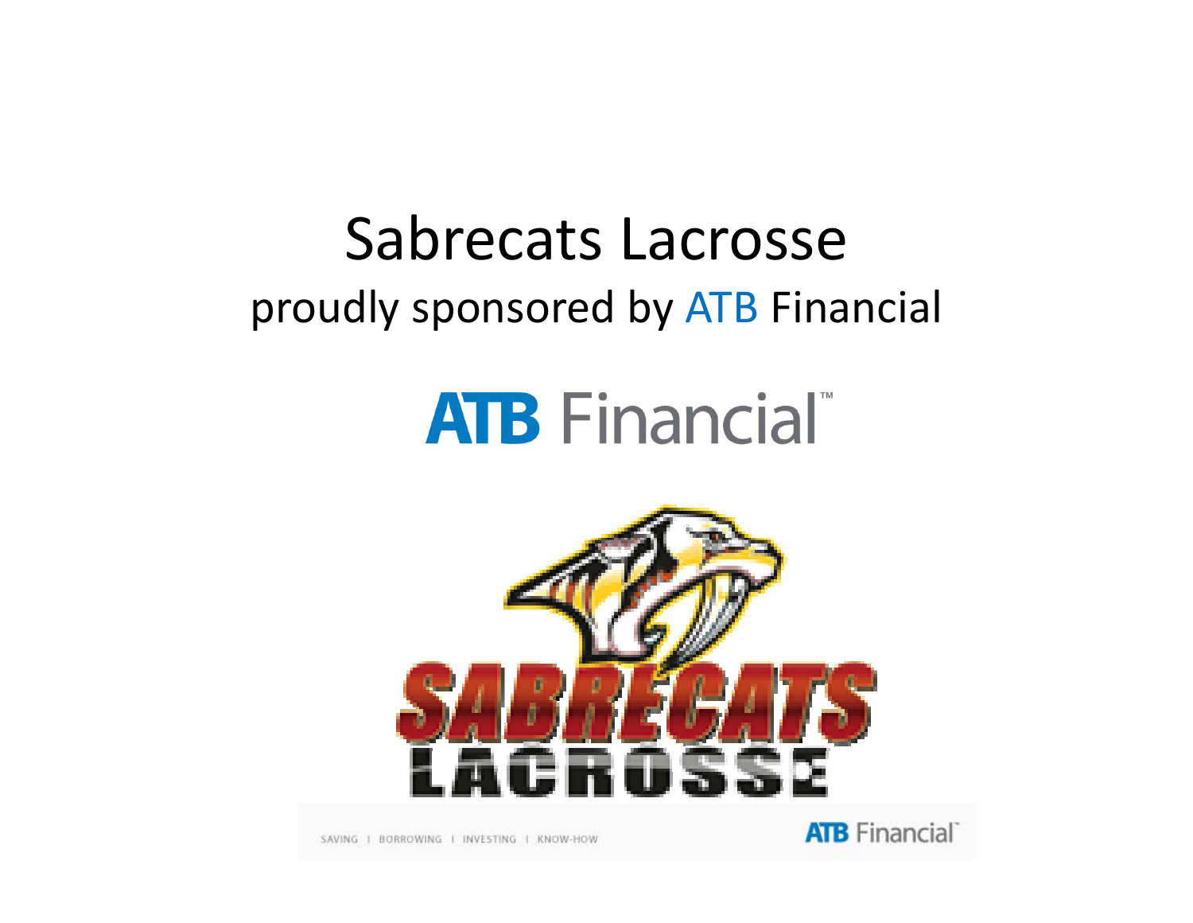# Sabrecats Lacrosse

## proudly sponsored by ATB Financial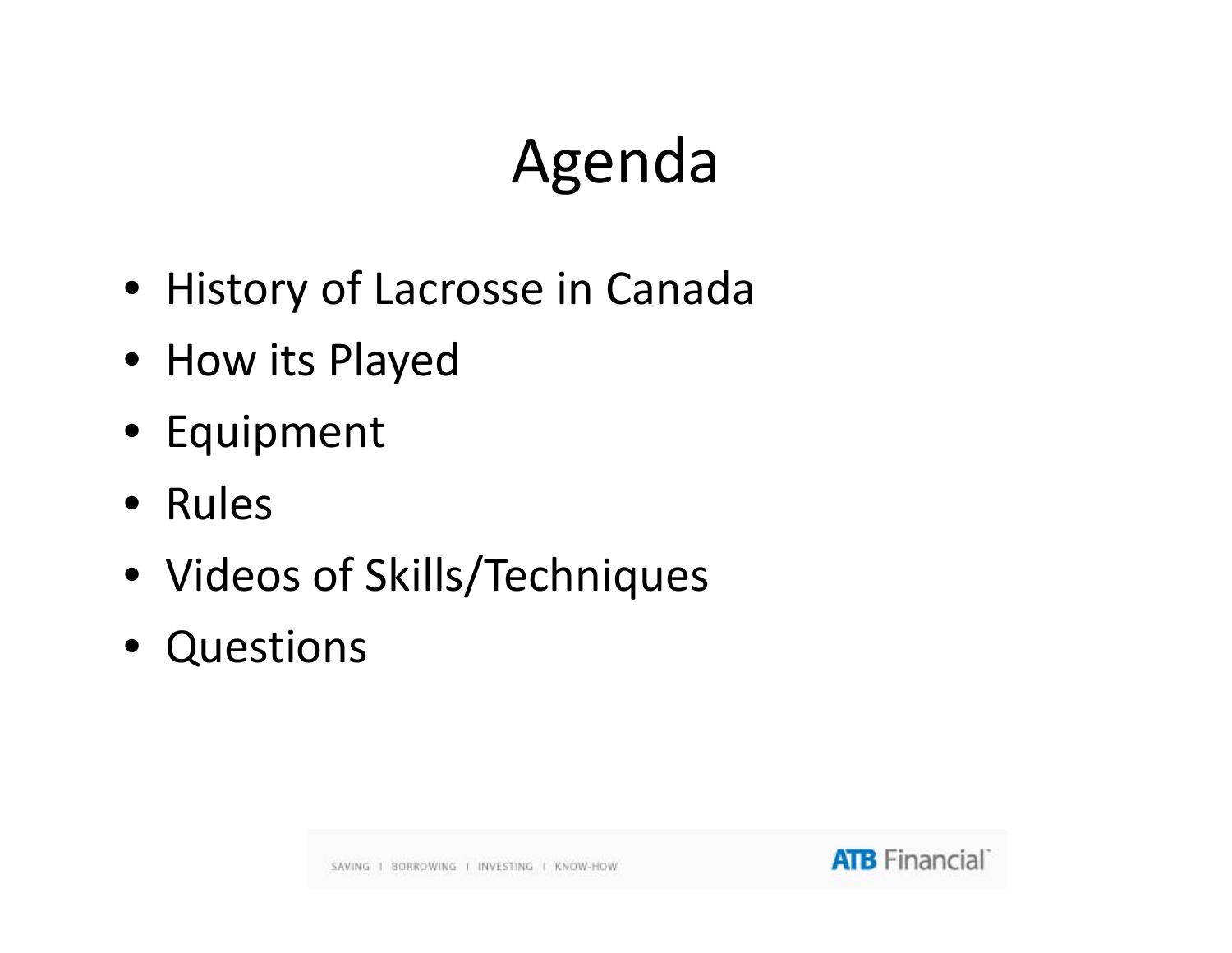# Agenda

- History of Lacrosse in Canada
- How its Played
- Equipment
- Rules
- Videos of Skills/Techniques
- Questions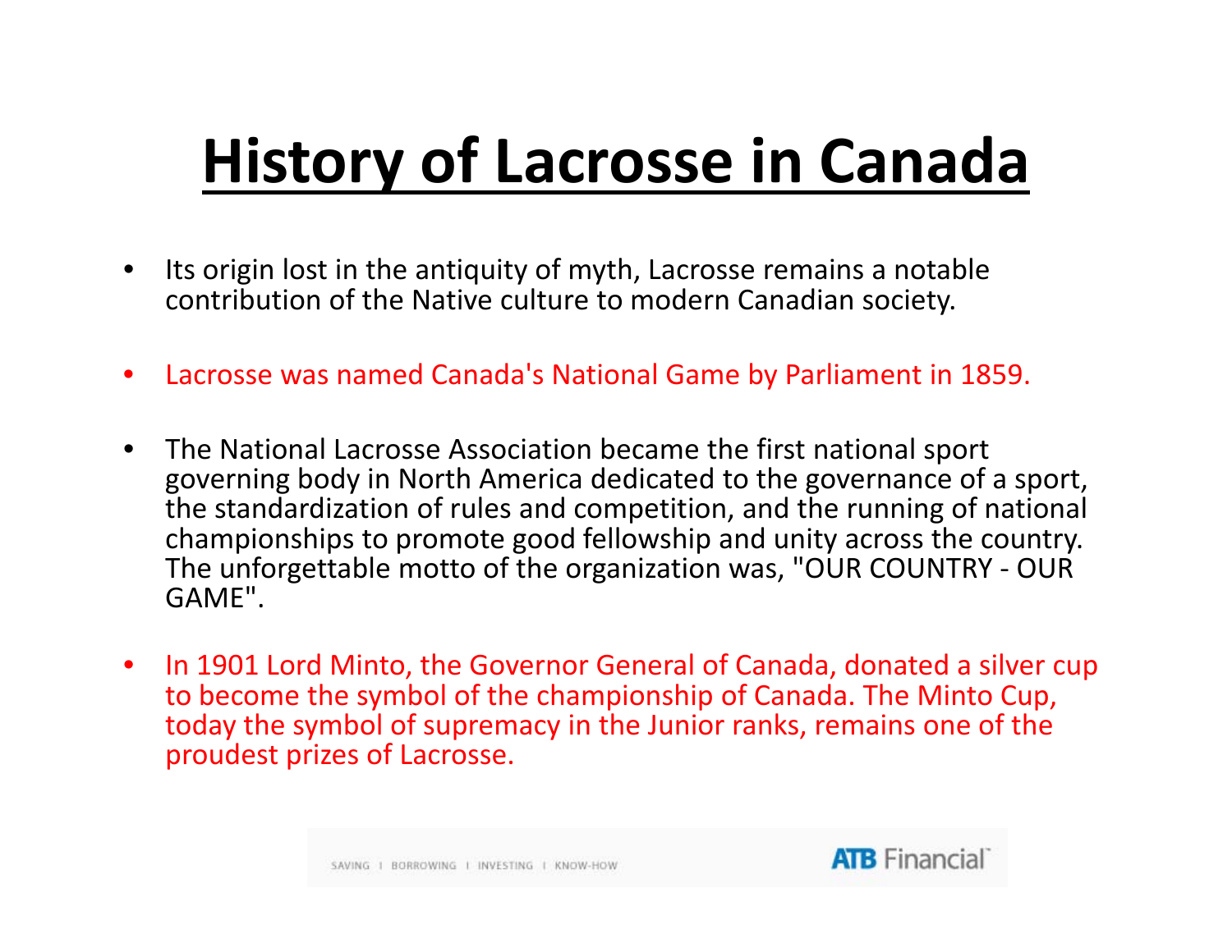# History of Lacrosse in Canada

- Its origin lost in the antiquity of myth, Lacrosse remains a notable contribution of the Native culture to modern Canadian society.
- Lacrosse was named Canada's National Game by Parliament in 1859.
- The National Lacrosse Association became the first national sport governing body in North America dedicated to the governance of a sport, the standardization of rules and competition, and the running of national championships to promote good fellowship and unity across the country. The unforgettable motto of the organization was, "OUR COUNTRY - OUR GAME".
- In 1901 Lord Minto, the Governor General of Canada, donated a silver cup to become the symbol of the championship of Canada. The Minto Cup, today the symbol of supremacy in the Junior ranks, remains one of the proudest prizes of Lacrosse.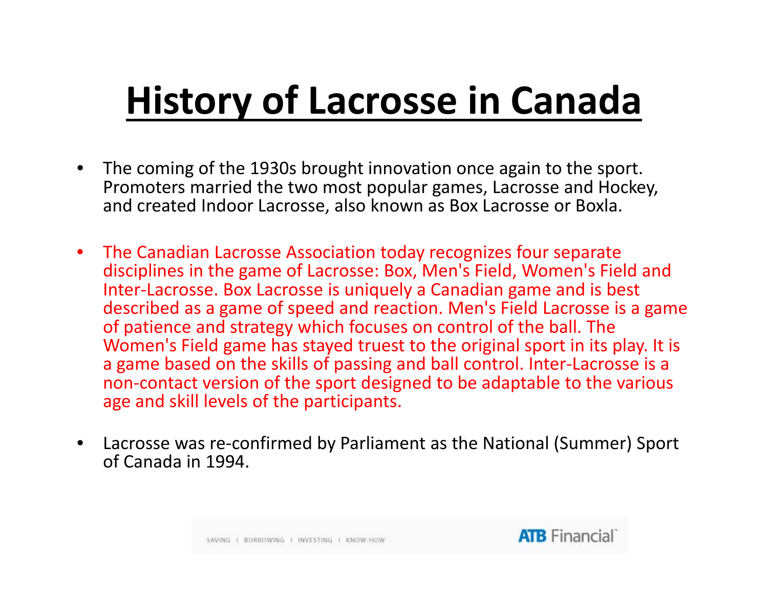# History of Lacrosse in Canada

- The coming of the 1930s brought innovation once again to the sport. Promoters married the two most popular games, Lacrosse and Hockey, and created Indoor Lacrosse, also known as Box Lacrosse or Boxla.

- The Canadian Lacrosse Association today recognizes four separate disciplines in the game of Lacrosse: Box, Men's Field, Women's Field and Inter-Lacrosse. Box Lacrosse is uniquely a Canadian game and is best described as a game of speed and reaction. Men's Field Lacrosse is a game of patience and strategy which focuses on control of the ball. The Women's Field game has stayed truest to the original sport in its play. It is a game based on the skills of passing and ball control. Inter-Lacrosse is a non-contact version of the sport designed to be adaptable to the various age and skill levels of the participants.

- Lacrosse was re-confirmed by Parliament as the National (Summer) Sport of Canada in 1994.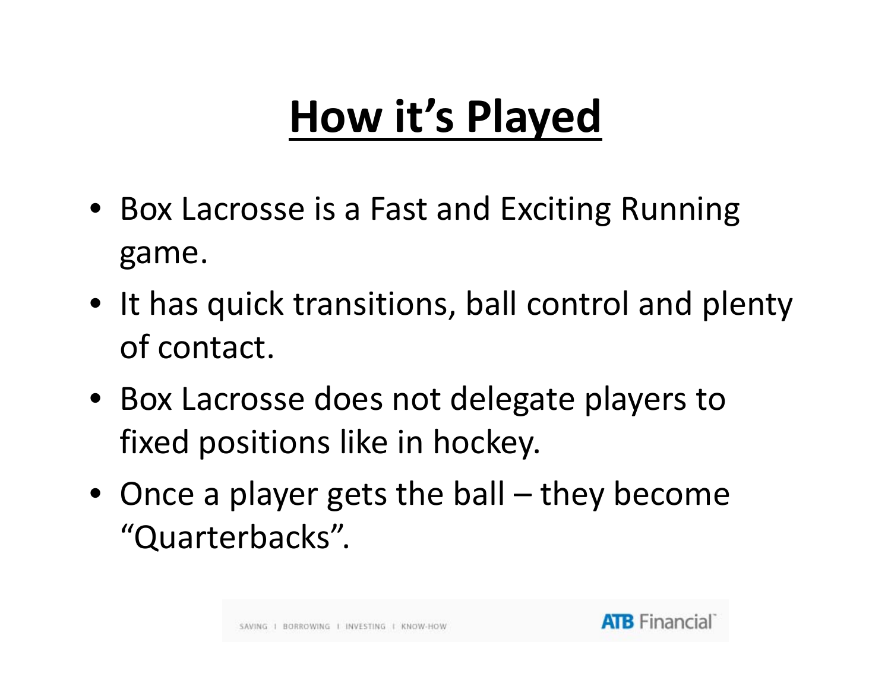# How it's Played

- Box Lacrosse is a Fast and Exciting Running game.
- It has quick transitions, ball control and plenty of contact.
- Box Lacrosse does not delegate players to fixed positions like in hockey.
- Once a player gets the ball – they become "Quarterbacks".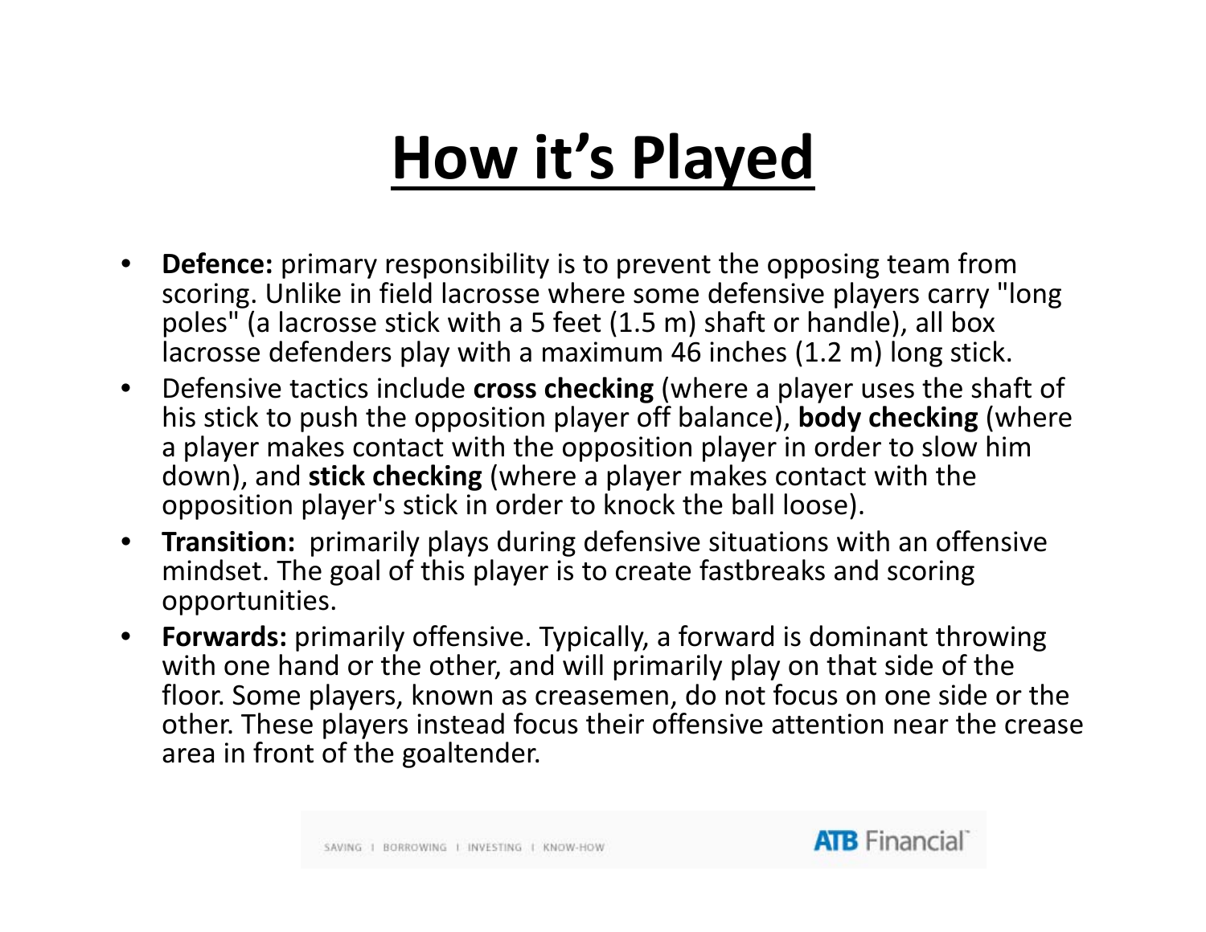# How it's Played

- **Defence:** primary responsibility is to prevent the opposing team from scoring. Unlike in field lacrosse where some defensive players carry "long poles" (a lacrosse stick with a 5 feet (1.5 m) shaft or handle), all box lacrosse defenders play with a maximum 46 inches (1.2 m) long stick.
- Defensive tactics include **cross checking** (where a player uses the shaft of his stick to push the opposition player off balance), **body checking** (where a player makes contact with the opposition player in order to slow him down), and **stick checking** (where a player makes contact with the opposition player's stick in order to knock the ball loose).
- **Transition:** primarily plays during defensive situations with an offensive mindset. The goal of this player is to create fastbreaks and scoring opportunities.
- **Forwards:** primarily offensive. Typically, a forward is dominant throwing with one hand or the other, and will primarily play on that side of the floor. Some players, known as creasemen, do not focus on one side or the other. These players instead focus their offensive attention near the crease area in front of the goaltender.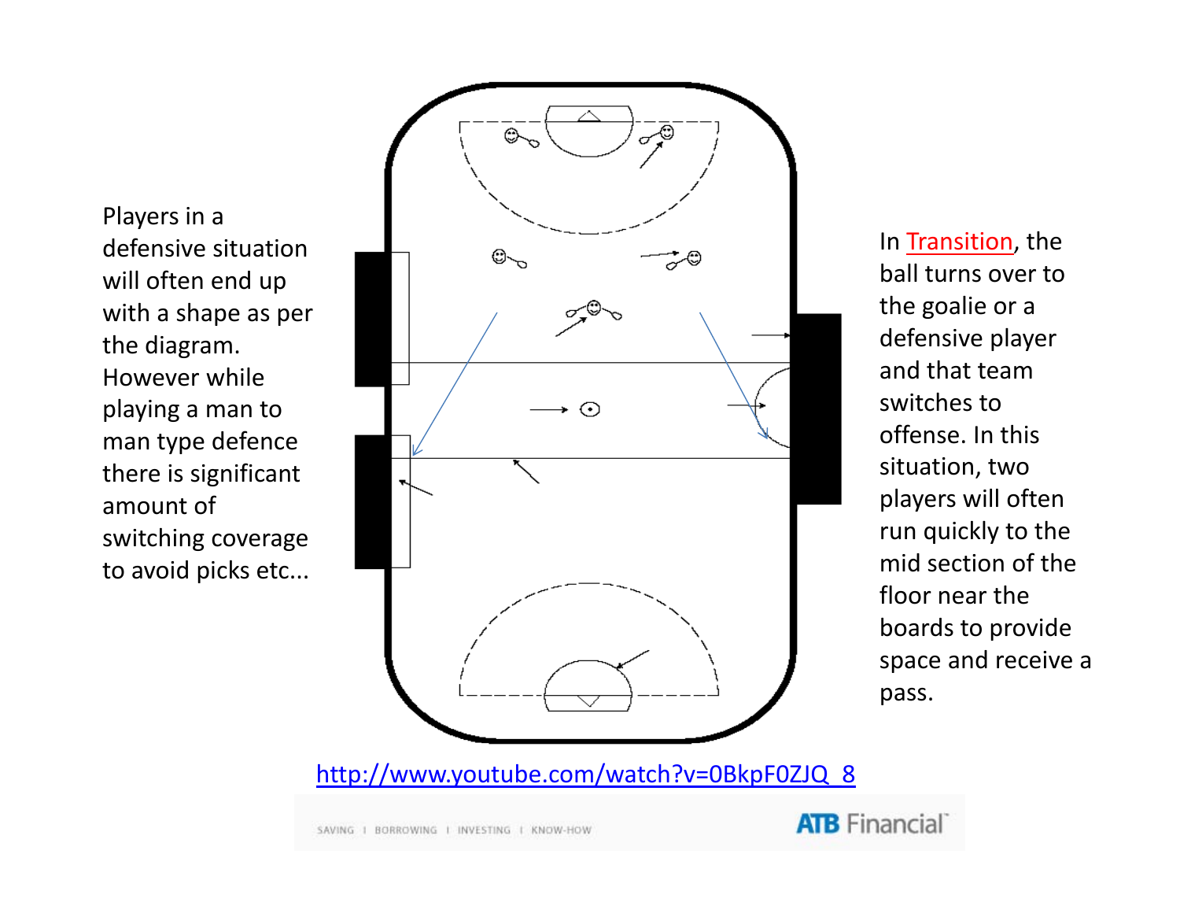Players in a defensive situation will often end up with a shape as per the diagram. However while playing a man to man type defence there is significant amount of switching coverage to avoid picks etc...

In Transition, the ball turns over to the goalie or a defensive player and that team switches to offense. In this situation, two players will often run quickly to the mid section of the floor near the boards to provide space and receive a pass.

http://www.youtube.com/watch?v=0BkpF0ZJQ_8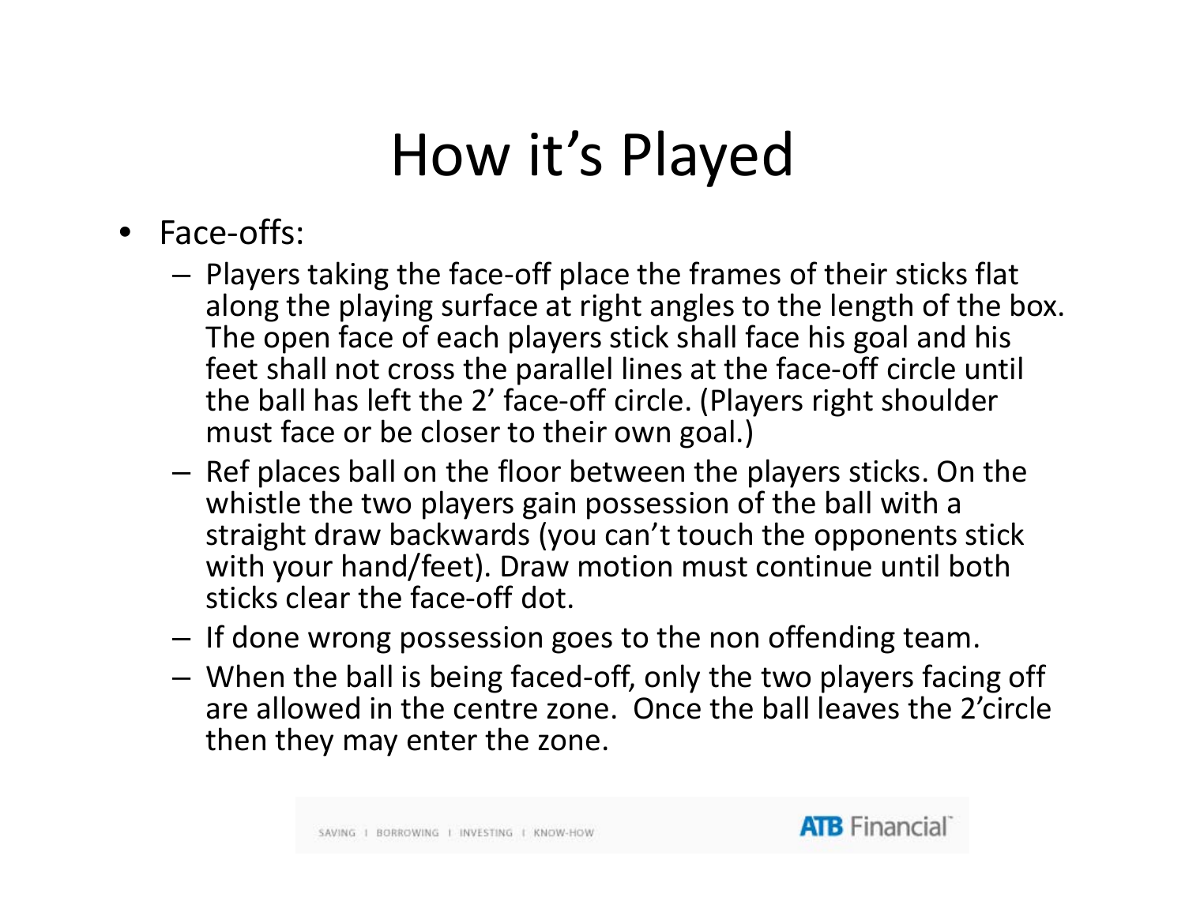# How it's Played

- Face-offs:
  - Players taking the face-off place the frames of their sticks flat along the playing surface at right angles to the length of the box. The open face of each players stick shall face his goal and his feet shall not cross the parallel lines at the face-off circle until the ball has left the 2' face-off circle. (Players right shoulder must face or be closer to their own goal.)
  - Ref places ball on the floor between the players sticks. On the whistle the two players gain possession of the ball with a straight draw backwards (you can't touch the opponents stick with your hand/feet). Draw motion must continue until both sticks clear the face-off dot.
  - If done wrong possession goes to the non offending team.
  - When the ball is being faced-off, only the two players facing off are allowed in the centre zone. Once the ball leaves the 2'circle then they may enter the zone.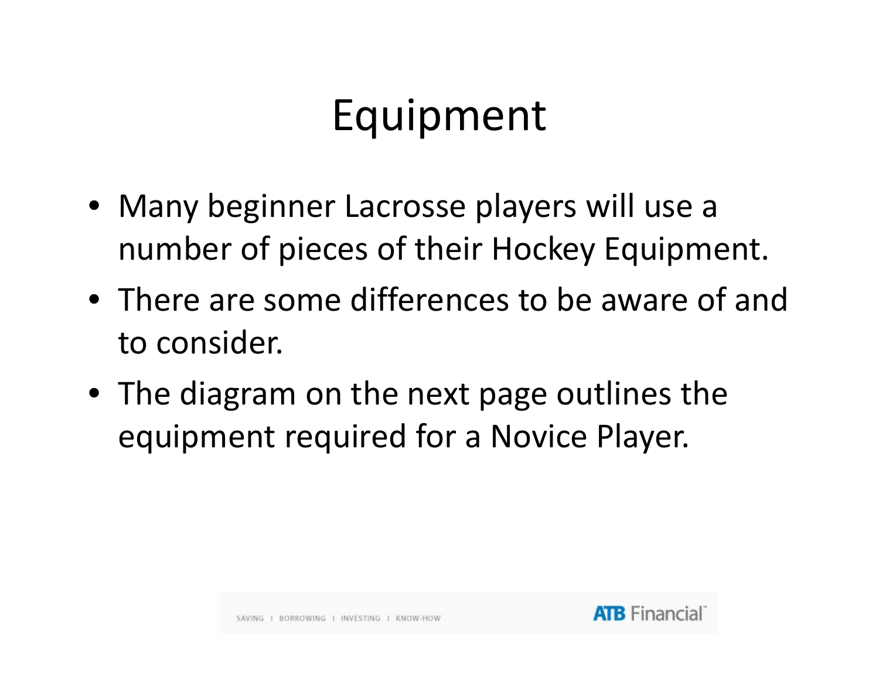# Equipment

- Many beginner Lacrosse players will use a number of pieces of their Hockey Equipment.
- There are some differences to be aware of and to consider.
- The diagram on the next page outlines the equipment required for a Novice Player.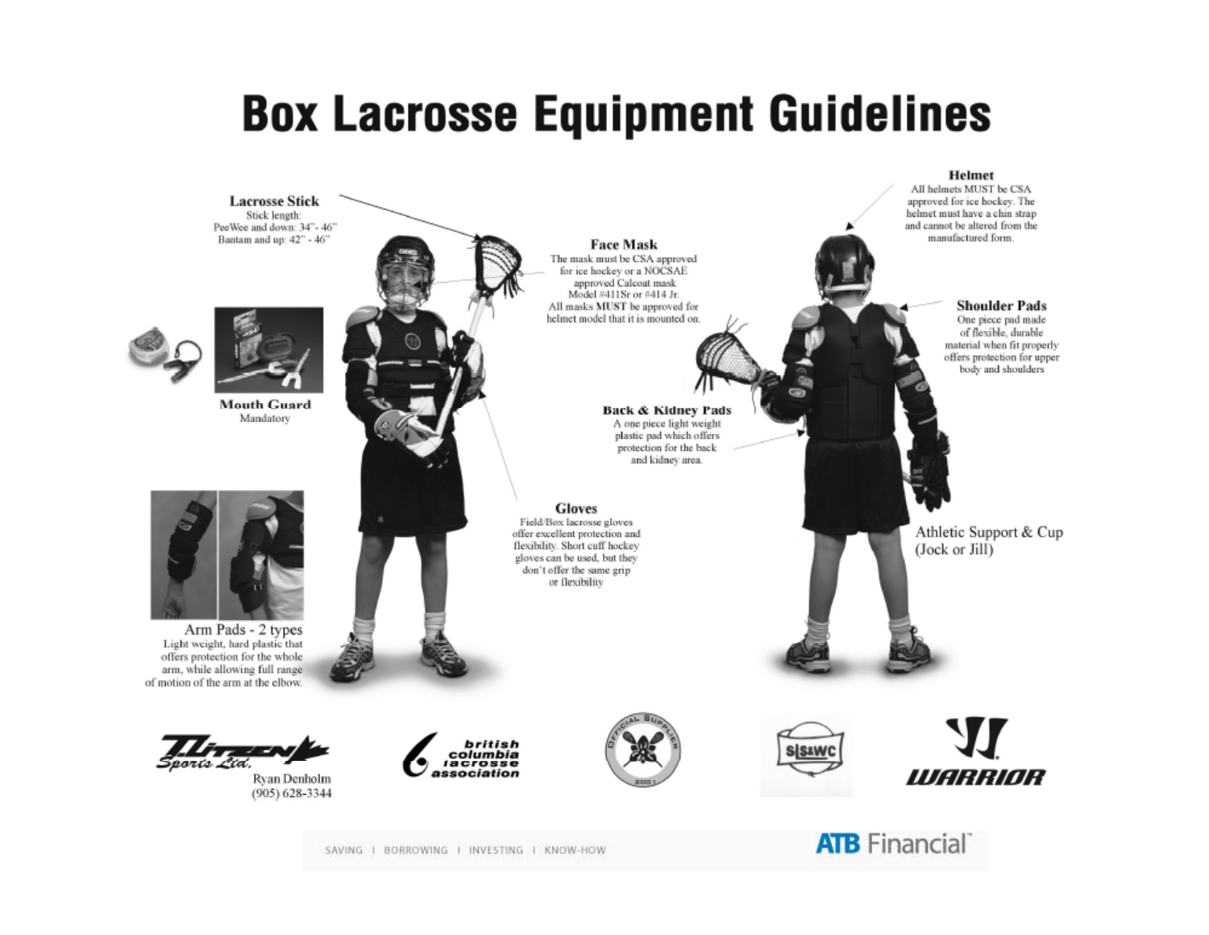# Box Lacrosse Equipment Guidelines

### Lacrosse Stick

Stick length:
PeeWee and down: 34" - 46"
Bantam and up: 42" - 46"

### Face Mask

The mask must be CSA approved for ice hockey or a NOCSAE approved Calcoat mask Model #411Sr or #414 Jr. All masks **MUST** be approved for helmet model that it is mounted on.

### Helmet

All helmets MUST be CSA approved for ice hockey. The helmet must have a chin strap and cannot be altered from the manufactured form.

### Mouth Guard

Mandatory

### Shoulder Pads

One piece pad made of flexible, durable material when fit properly offers protection for upper body and shoulders

### Back & Kidney Pads

A one piece light weight plastic pad which offers protection for the back and kidney area.

### Gloves

Field/Box lacrosse gloves offer excellent protection and flexibility. Short cuff hockey gloves can be used, but they don't offer the same grip or flexibility

### Athletic Support & Cup (Jock or Jill)

### Arm Pads - 2 types

Light weight, hard plastic that offers protection for the whole arm, while allowing full range of motion of the arm at the elbow.

Ryan Denholm
(905) 628-3344

british columbia lacrosse association

WARRIOR

SAVING | BORROWING | INVESTING | KNOW-HOW

ATB Financial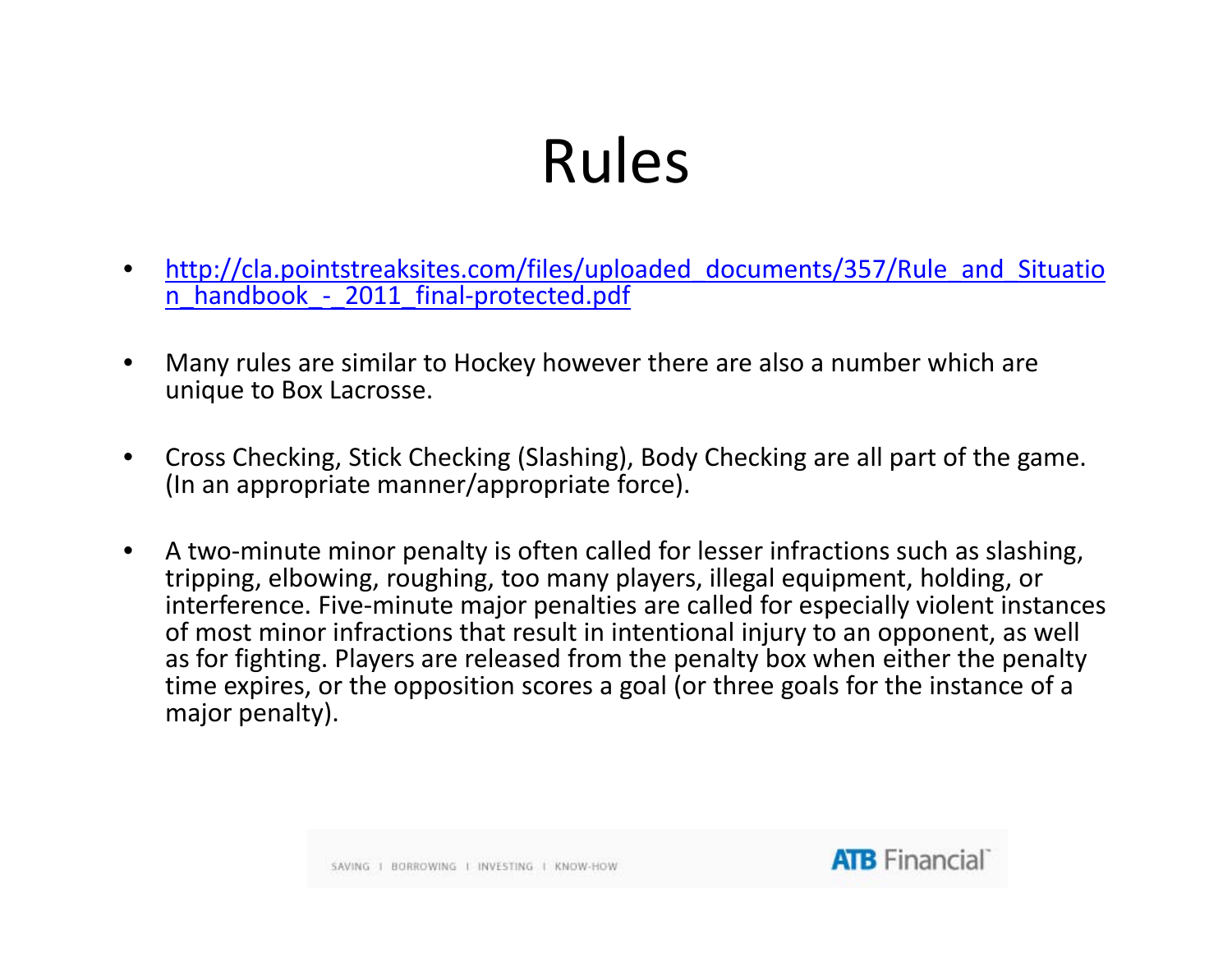# Rules

- http://cla.pointstreaksites.com/files/uploaded_documents/357/Rule_and_Situation_handbook_-_2011_final-protected.pdf
- Many rules are similar to Hockey however there are also a number which are unique to Box Lacrosse.
- Cross Checking, Stick Checking (Slashing), Body Checking are all part of the game. (In an appropriate manner/appropriate force).
- A two-minute minor penalty is often called for lesser infractions such as slashing, tripping, elbowing, roughing, too many players, illegal equipment, holding, or interference. Five-minute major penalties are called for especially violent instances of most minor infractions that result in intentional injury to an opponent, as well as for fighting. Players are released from the penalty box when either the penalty time expires, or the opposition scores a goal (or three goals for the instance of a major penalty).

SAVING | BORROWING | INVESTING | KNOW-HOW

ATB Financial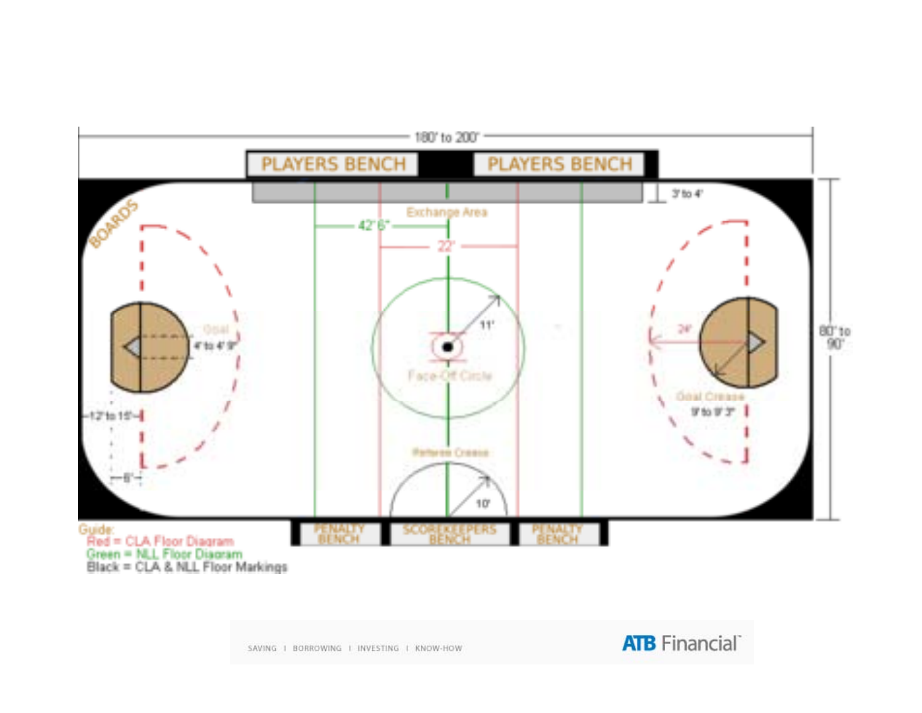180' to 200'

PLAYERS BENCH

PLAYERS BENCH

3' to 4'

BOARDS

Exchange Area

42' 6"

22'

11'

Goal

4' to 4' 9"

24'

Goal Crease

9' to 9' 3"

80' to 90'

Face-Off Circle

12' to 15'

Referee Crease

10'

6'

PENALTY BENCH

SCOREKEEPERS BENCH

PENALTY BENCH

Guide:
Red = CLA Floor Diagram
Green = NLL Floor Diagram
Black = CLA & NLL Floor Markings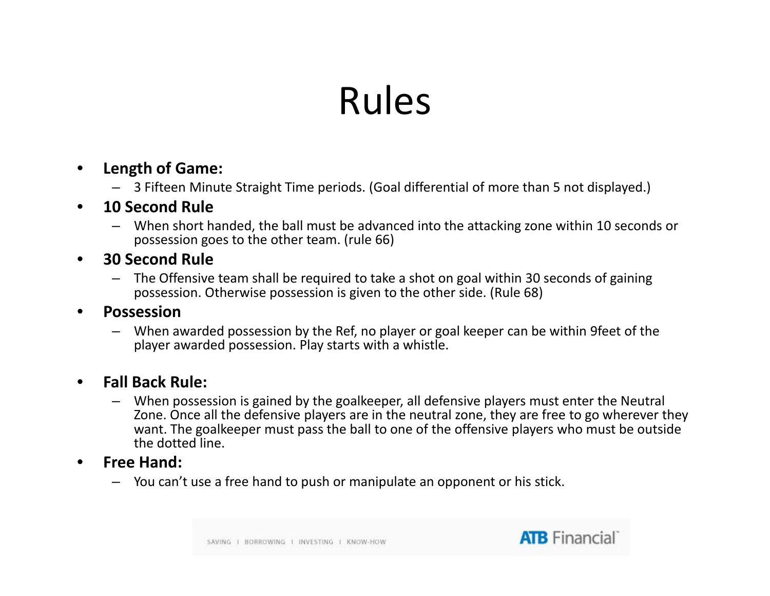# Rules

- **Length of Game:**
  - 3 Fifteen Minute Straight Time periods. (Goal differential of more than 5 not displayed.)
- **10 Second Rule**
  - When short handed, the ball must be advanced into the attacking zone within 10 seconds or possession goes to the other team. (rule 66)
- **30 Second Rule**
  - The Offensive team shall be required to take a shot on goal within 30 seconds of gaining possession. Otherwise possession is given to the other side. (Rule 68)
- **Possession**
  - When awarded possession by the Ref, no player or goal keeper can be within 9feet of the player awarded possession. Play starts with a whistle.
- **Fall Back Rule:**
  - When possession is gained by the goalkeeper, all defensive players must enter the Neutral Zone. Once all the defensive players are in the neutral zone, they are free to go wherever they want. The goalkeeper must pass the ball to one of the offensive players who must be outside the dotted line.
- **Free Hand:**
  - You can't use a free hand to push or manipulate an opponent or his stick.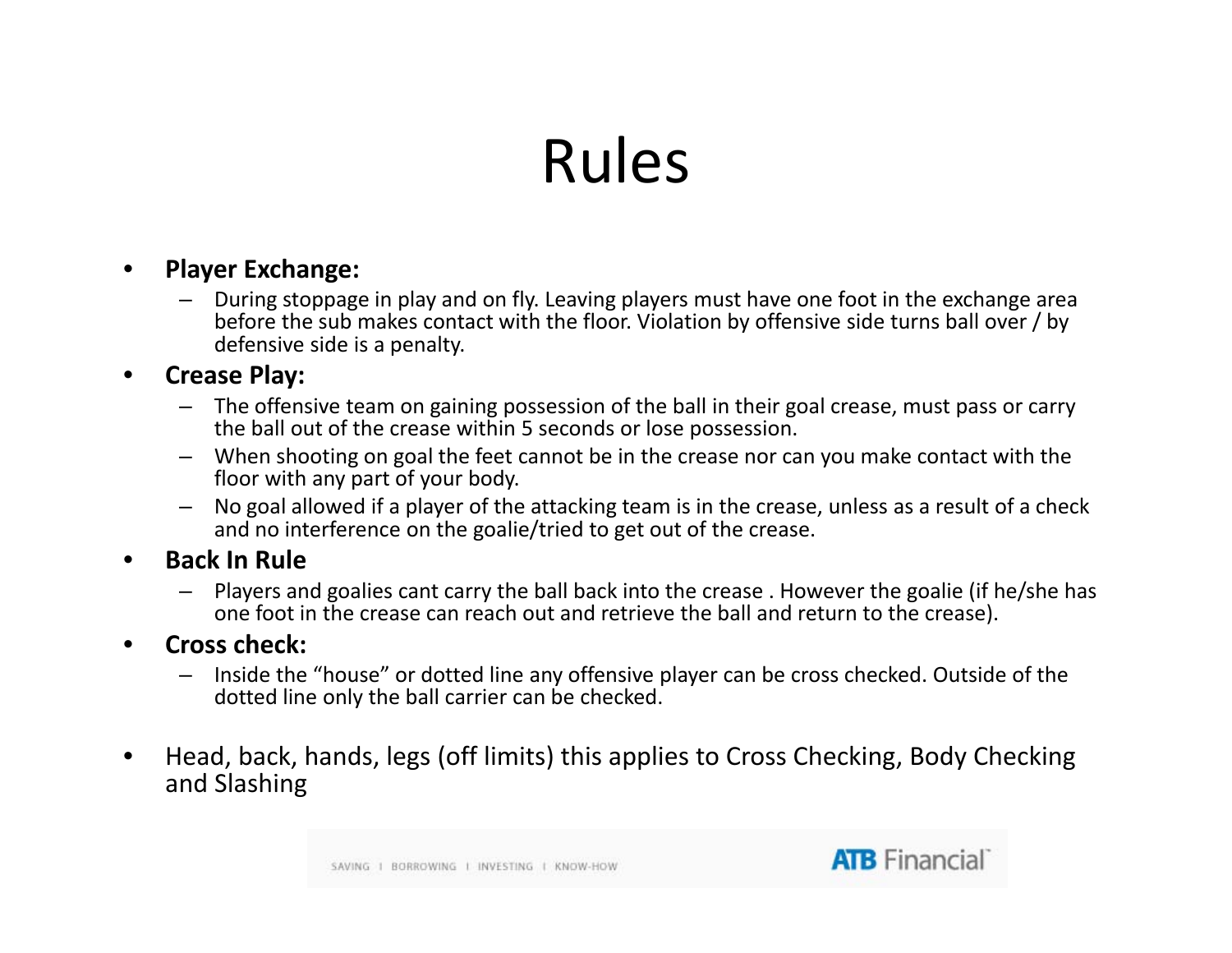# Rules

- **Player Exchange:**
  - During stoppage in play and on fly. Leaving players must have one foot in the exchange area before the sub makes contact with the floor. Violation by offensive side turns ball over / by defensive side is a penalty.
- **Crease Play:**
  - The offensive team on gaining possession of the ball in their goal crease, must pass or carry the ball out of the crease within 5 seconds or lose possession.
  - When shooting on goal the feet cannot be in the crease nor can you make contact with the floor with any part of your body.
  - No goal allowed if a player of the attacking team is in the crease, unless as a result of a check and no interference on the goalie/tried to get out of the crease.
- **Back In Rule**
  - Players and goalies cant carry the ball back into the crease . However the goalie (if he/she has one foot in the crease can reach out and retrieve the ball and return to the crease).
- **Cross check:**
  - Inside the "house" or dotted line any offensive player can be cross checked. Outside of the dotted line only the ball carrier can be checked.
- Head, back, hands, legs (off limits) this applies to Cross Checking, Body Checking and Slashing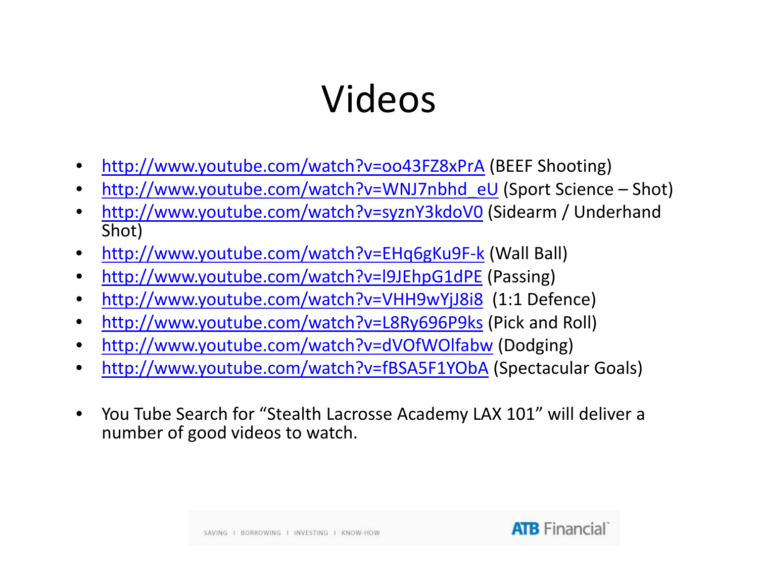# Videos

- http://www.youtube.com/watch?v=oo43FZ8xPrA (BEEF Shooting)
- http://www.youtube.com/watch?v=WNJ7nbhd_eU (Sport Science – Shot)
- http://www.youtube.com/watch?v=syznY3kdoV0 (Sidearm / Underhand Shot)
- http://www.youtube.com/watch?v=EHq6gKu9F-k (Wall Ball)
- http://www.youtube.com/watch?v=l9JEhpG1dPE (Passing)
- http://www.youtube.com/watch?v=VHH9wYjJ8i8 (1:1 Defence)
- http://www.youtube.com/watch?v=L8Ry696P9ks (Pick and Roll)
- http://www.youtube.com/watch?v=dVOfWOlfabw (Dodging)
- http://www.youtube.com/watch?v=fBSA5F1YObA (Spectacular Goals)

- You Tube Search for "Stealth Lacrosse Academy LAX 101" will deliver a number of good videos to watch.

SAVING | BORROWING | INVESTING | KNOW-HOW

ATB Financial